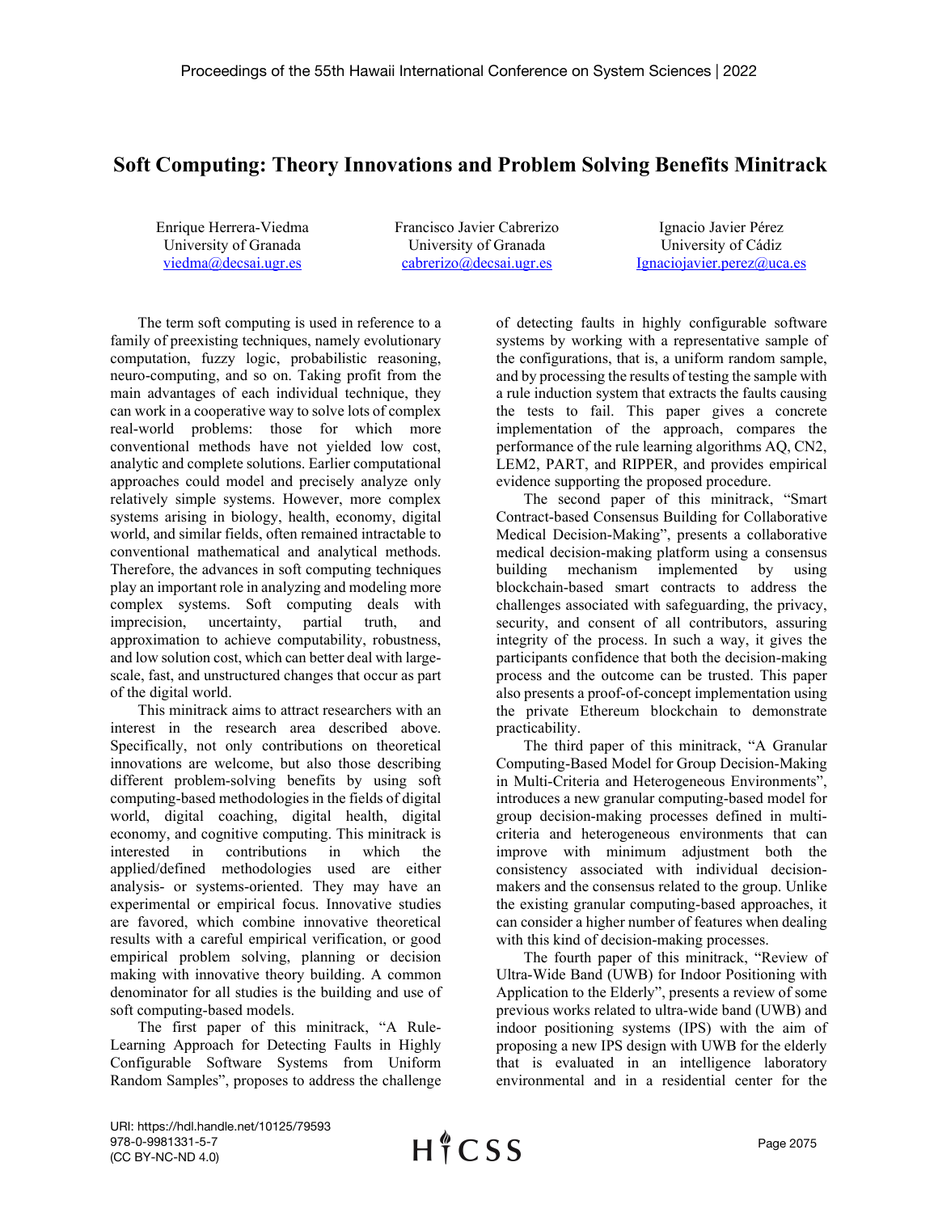# Soft Computing: Theory Innovations and Problem Solving Benefits Minitrack

Enrique Herrera-Viedma
University of Granada
viedma@decsai.ugr.es

Francisco Javier Cabrerizo
University of Granada
cabrerizo@decsai.ugr.es

Ignacio Javier Pérez
University of Cádiz
Ignaciojavier.perez@uca.es

The term soft computing is used in reference to a family of preexisting techniques, namely evolutionary computation, fuzzy logic, probabilistic reasoning, neuro-computing, and so on. Taking profit from the main advantages of each individual technique, they can work in a cooperative way to solve lots of complex real-world problems: those for which more conventional methods have not yielded low cost, analytic and complete solutions. Earlier computational approaches could model and precisely analyze only relatively simple systems. However, more complex systems arising in biology, health, economy, digital world, and similar fields, often remained intractable to conventional mathematical and analytical methods. Therefore, the advances in soft computing techniques play an important role in analyzing and modeling more complex systems. Soft computing deals with imprecision, uncertainty, partial truth, and approximation to achieve computability, robustness, and low solution cost, which can better deal with large-scale, fast, and unstructured changes that occur as part of the digital world.

This minitrack aims to attract researchers with an interest in the research area described above. Specifically, not only contributions on theoretical innovations are welcome, but also those describing different problem-solving benefits by using soft computing-based methodologies in the fields of digital world, digital coaching, digital health, digital economy, and cognitive computing. This minitrack is interested in contributions in which the applied/defined methodologies used are either analysis- or systems-oriented. They may have an experimental or empirical focus. Innovative studies are favored, which combine innovative theoretical results with a careful empirical verification, or good empirical problem solving, planning or decision making with innovative theory building. A common denominator for all studies is the building and use of soft computing-based models.

The first paper of this minitrack, "A Rule-Learning Approach for Detecting Faults in Highly Configurable Software Systems from Uniform Random Samples", proposes to address the challenge of detecting faults in highly configurable software systems by working with a representative sample of the configurations, that is, a uniform random sample, and by processing the results of testing the sample with a rule induction system that extracts the faults causing the tests to fail. This paper gives a concrete implementation of the approach, compares the performance of the rule learning algorithms AQ, CN2, LEM2, PART, and RIPPER, and provides empirical evidence supporting the proposed procedure.

The second paper of this minitrack, "Smart Contract-based Consensus Building for Collaborative Medical Decision-Making", presents a collaborative medical decision-making platform using a consensus building mechanism implemented by using blockchain-based smart contracts to address the challenges associated with safeguarding, the privacy, security, and consent of all contributors, assuring integrity of the process. In such a way, it gives the participants confidence that both the decision-making process and the outcome can be trusted. This paper also presents a proof-of-concept implementation using the private Ethereum blockchain to demonstrate practicability.

The third paper of this minitrack, "A Granular Computing-Based Model for Group Decision-Making in Multi-Criteria and Heterogeneous Environments", introduces a new granular computing-based model for group decision-making processes defined in multi-criteria and heterogeneous environments that can improve with minimum adjustment both the consistency associated with individual decision-makers and the consensus related to the group. Unlike the existing granular computing-based approaches, it can consider a higher number of features when dealing with this kind of decision-making processes.

The fourth paper of this minitrack, "Review of Ultra-Wide Band (UWB) for Indoor Positioning with Application to the Elderly", presents a review of some previous works related to ultra-wide band (UWB) and indoor positioning systems (IPS) with the aim of proposing a new IPS design with UWB for the elderly that is evaluated in an intelligence laboratory environmental and in a residential center for the

URI: https://hdl.handle.net/10125/79593
978-0-9981331-5-7
(CC BY-NC-ND 4.0)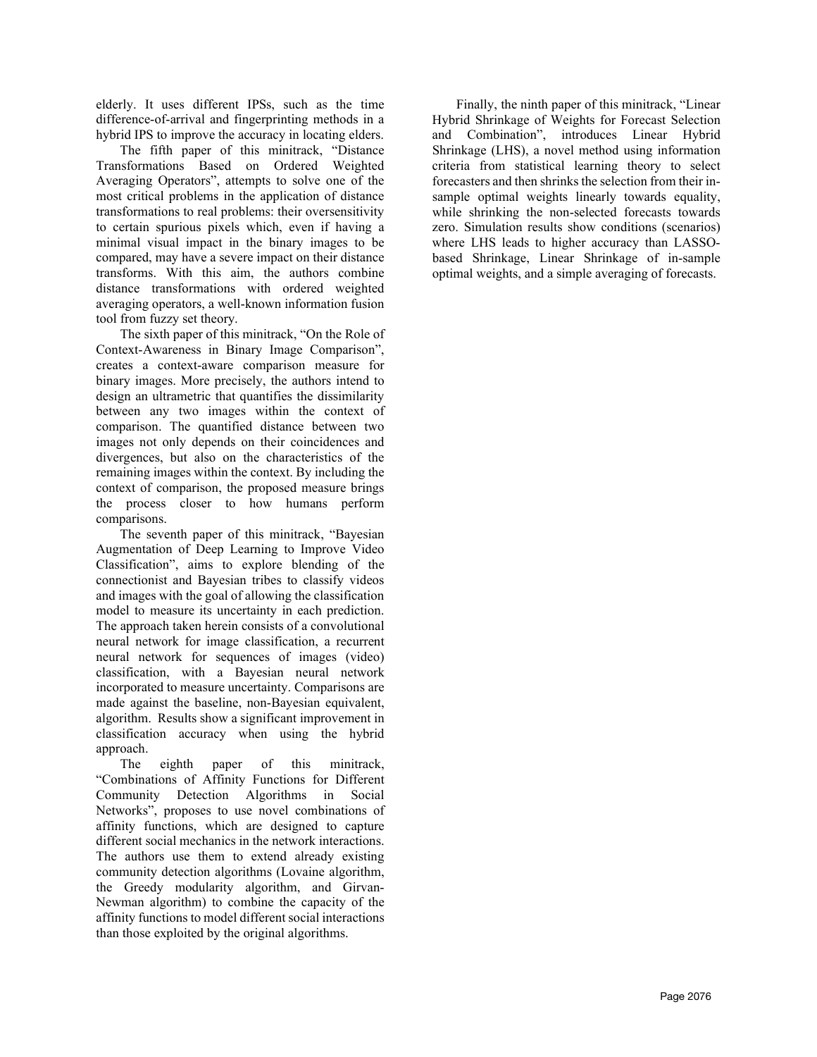elderly. It uses different IPSs, such as the time difference-of-arrival and fingerprinting methods in a hybrid IPS to improve the accuracy in locating elders.

The fifth paper of this minitrack, "Distance Transformations Based on Ordered Weighted Averaging Operators", attempts to solve one of the most critical problems in the application of distance transformations to real problems: their oversensitivity to certain spurious pixels which, even if having a minimal visual impact in the binary images to be compared, may have a severe impact on their distance transforms. With this aim, the authors combine distance transformations with ordered weighted averaging operators, a well-known information fusion tool from fuzzy set theory.

The sixth paper of this minitrack, "On the Role of Context-Awareness in Binary Image Comparison", creates a context-aware comparison measure for binary images. More precisely, the authors intend to design an ultrametric that quantifies the dissimilarity between any two images within the context of comparison. The quantified distance between two images not only depends on their coincidences and divergences, but also on the characteristics of the remaining images within the context. By including the context of comparison, the proposed measure brings the process closer to how humans perform comparisons.

The seventh paper of this minitrack, "Bayesian Augmentation of Deep Learning to Improve Video Classification", aims to explore blending of the connectionist and Bayesian tribes to classify videos and images with the goal of allowing the classification model to measure its uncertainty in each prediction. The approach taken herein consists of a convolutional neural network for image classification, a recurrent neural network for sequences of images (video) classification, with a Bayesian neural network incorporated to measure uncertainty. Comparisons are made against the baseline, non-Bayesian equivalent, algorithm. Results show a significant improvement in classification accuracy when using the hybrid approach.

The eighth paper of this minitrack, "Combinations of Affinity Functions for Different Community Detection Algorithms in Social Networks", proposes to use novel combinations of affinity functions, which are designed to capture different social mechanics in the network interactions. The authors use them to extend already existing community detection algorithms (Lovaine algorithm, the Greedy modularity algorithm, and Girvan-Newman algorithm) to combine the capacity of the affinity functions to model different social interactions than those exploited by the original algorithms.

Finally, the ninth paper of this minitrack, "Linear Hybrid Shrinkage of Weights for Forecast Selection and Combination", introduces Linear Hybrid Shrinkage (LHS), a novel method using information criteria from statistical learning theory to select forecasters and then shrinks the selection from their in-sample optimal weights linearly towards equality, while shrinking the non-selected forecasts towards zero. Simulation results show conditions (scenarios) where LHS leads to higher accuracy than LASSO-based Shrinkage, Linear Shrinkage of in-sample optimal weights, and a simple averaging of forecasts.